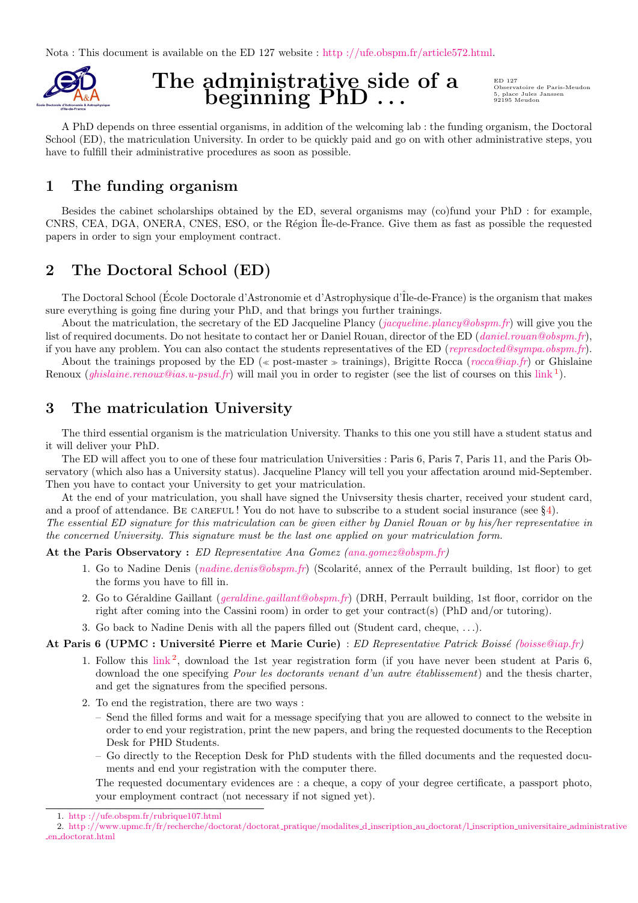Nota : This document is available on the ED 127 website : http ://ufe.obspm.fr/article572.html.

ED 127
Observatoire de Paris-Meudon
5, place Jules Janssen
92195 Meudon

# The administrative side of a beginning PhD . . .

A PhD depends on three essential organisms, in addition of the welcoming lab : the funding organism, the Doctoral School (ED), the matriculation University. In order to be quickly paid and go on with other administrative steps, you have to fulfill their administrative procedures as soon as possible.

## 1 The funding organism

Besides the cabinet scholarships obtained by the ED, several organisms may (co)fund your PhD : for example, CNRS, CEA, DGA, ONERA, CNES, ESO, or the Région Île-de-France. Give them as fast as possible the requested papers in order to sign your employment contract.

## 2 The Doctoral School (ED)

The Doctoral School (École Doctorale d'Astronomie et d'Astrophysique d'Île-de-France) is the organism that makes sure everything is going fine during your PhD, and that brings you further trainings.

About the matriculation, the secretary of the ED Jacqueline Plancy (*jacqueline.plancy@obspm.fr*) will give you the list of required documents. Do not hesitate to contact her or Daniel Rouan, director of the ED (*daniel.rouan@obspm.fr*), if you have any problem. You can also contact the students representatives of the ED (*represdocted@sympa.obspm.fr*).

About the trainings proposed by the ED (≪ post-master ≫ trainings), Brigitte Rocca (*rocca@iap.fr*) or Ghislaine Renoux (*ghislaine.renoux@ias.u-psud.fr*) will mail you in order to register (see the list of courses on this link[1]).

## 3 The matriculation University

The third essential organism is the matriculation University. Thanks to this one you still have a student status and it will deliver your PhD.

The ED will affect you to one of these four matriculation Universities : Paris 6, Paris 7, Paris 11, and the Paris Observatory (which also has a University status). Jacqueline Plancy will tell you your affectation around mid-September. Then you have to contact your University to get your matriculation.

At the end of your matriculation, you shall have signed the Univsersity thesis charter, received your student card, and a proof of attendance. BE CAREFUL ! You do not have to subscribe to a student social insurance (see §4).

*The essential ED signature for this matriculation can be given either by Daniel Rouan or by his/her representative in the concerned University. This signature must be the last one applied on your matriculation form.*

**At the Paris Observatory :** *ED Representative Ana Gomez (ana.gomez@obspm.fr)*

1. Go to Nadine Denis (*nadine.denis@obspm.fr*) (Scolarité, annex of the Perrault building, 1st floor) to get the forms you have to fill in.
2. Go to Géraldine Gaillant (*geraldine.gaillant@obspm.fr*) (DRH, Perrault building, 1st floor, corridor on the right after coming into the Cassini room) in order to get your contract(s) (PhD and/or tutoring).
3. Go back to Nadine Denis with all the papers filled out (Student card, cheque, . . .).

**At Paris 6 (UPMC : Université Pierre et Marie Curie)** : *ED Representative Patrick Boissé (boisse@iap.fr)*

1. Follow this link[2], download the 1st year registration form (if you have never been student at Paris 6, download the one specifying *Pour les doctorants venant d'un autre établissement*) and the thesis charter, and get the signatures from the specified persons.
2. To end the registration, there are two ways :
   - Send the filled forms and wait for a message specifying that you are allowed to connect to the website in order to end your registration, print the new papers, and bring the requested documents to the Reception Desk for PHD Students.
   - Go directly to the Reception Desk for PhD students with the filled documents and the requested documents and end your registration with the computer there.

   The requested documentary evidences are : a cheque, a copy of your degree certificate, a passport photo, your employment contract (not necessary if not signed yet).

---

1. http ://ufe.obspm.fr/rubrique107.html
2. http ://www.upmc.fr/fr/recherche/doctorat/doctorat_pratique/modalites_d_inscription_au_doctorat/l_inscription_universitaire_administrative_en_doctorat.html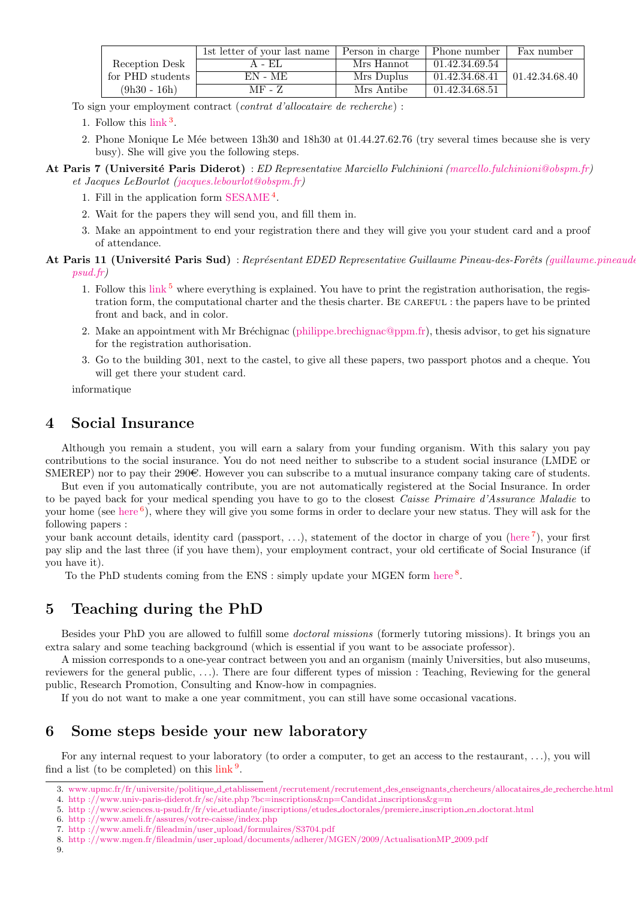| | 1st letter of your last name | Person in charge | Phone number | Fax number |
|---|---|---|---|---|
| Reception Desk for PHD students (9h30 - 16h) | A - EL | Mrs Hannot | 01.42.34.69.54 | 01.42.34.68.40 |
| | EN - ME | Mrs Duplus | 01.42.34.68.41 | |
| | MF - Z | Mrs Antibe | 01.42.34.68.51 | |

To sign your employment contract (*contrat d'allocataire de recherche*) :

1. Follow this link[3].
2. Phone Monique Le Mée between 13h30 and 18h30 at 01.44.27.62.76 (try several times because she is very busy). She will give you the following steps.

**At Paris 7 (Université Paris Diderot)** : *ED Representative Marciello Fulchinioni (marcello.fulchinioni@obspm.fr) et Jacques LeBourlot (jacques.lebourlot@obspm.fr)*

1. Fill in the application form SESAME[4].
2. Wait for the papers they will send you, and fill them in.
3. Make an appointment to end your registration there and they will give you your student card and a proof of attendance.

**At Paris 11 (Université Paris Sud)** : *Représentant EDED Representative Guillaume Pineau-des-Forêts (guillaume.pineaude psud.fr)*

1. Follow this link[5] where everything is explained. You have to print the registration authorisation, the registration form, the computational charter and the thesis charter. Be careful : the papers have to be printed front and back, and in color.
2. Make an appointment with Mr Bréchignac (philippe.brechignac@ppm.fr), thesis advisor, to get his signature for the registration authorisation.
3. Go to the building 301, next to the castel, to give all these papers, two passport photos and a cheque. You will get there your student card.

informatique

## 4 Social Insurance

Although you remain a student, you will earn a salary from your funding organism. With this salary you pay contributions to the social insurance. You do not need neither to subscribe to a student social insurance (LMDE or SMEREP) nor to pay their 290€. However you can subscribe to a mutual insurance company taking care of students.

But even if you automatically contribute, you are not automatically registered at the Social Insurance. In order to be payed back for your medical spending you have to go to the closest *Caisse Primaire d'Assurance Maladie* to your home (see here[6]), where they will give you some forms in order to declare your new status. They will ask for the following papers :
your bank account details, identity card (passport, ...), statement of the doctor in charge of you (here[7]), your first pay slip and the last three (if you have them), your employment contract, your old certificate of Social Insurance (if you have it).

To the PhD students coming from the ENS : simply update your MGEN form here[8].

## 5 Teaching during the PhD

Besides your PhD you are allowed to fulfill some *doctoral missions* (formerly tutoring missions). It brings you an extra salary and some teaching background (which is essential if you want to be associate professor).

A mission corresponds to a one-year contract between you and an organism (mainly Universities, but also museums, reviewers for the general public, ...). There are four different types of mission : Teaching, Reviewing for the general public, Research Promotion, Consulting and Know-how in compagnies.

If you do not want to make a one year commitment, you can still have some occasional vacations.

## 6 Some steps beside your new laboratory

For any internal request to your laboratory (to order a computer, to get an access to the restaurant, ...), you will find a list (to be completed) on this link[9].

---

3. www.upmc.fr/fr/universite/politique_d_etablissement/recrutement/recrutement_des_enseignants_chercheurs/allocataires_de_recherche.html
4. http ://www.univ-paris-diderot.fr/sc/site.php ?bc=inscriptions&np=Candidat_inscriptions&g=m
5. http ://www.sciences.u-psud.fr/fr/vie_etudiante/inscriptions/etudes_doctorales/premiere_inscription_en_doctorat.html
6. http ://www.ameli.fr/assures/votre-caisse/index.php
7. http ://www.ameli.fr/fileadmin/user_upload/formulaires/S3704.pdf
8. http ://www.mgen.fr/fileadmin/user_upload/documents/adherer/MGEN/2009/ActualisationMP_2009.pdf
9.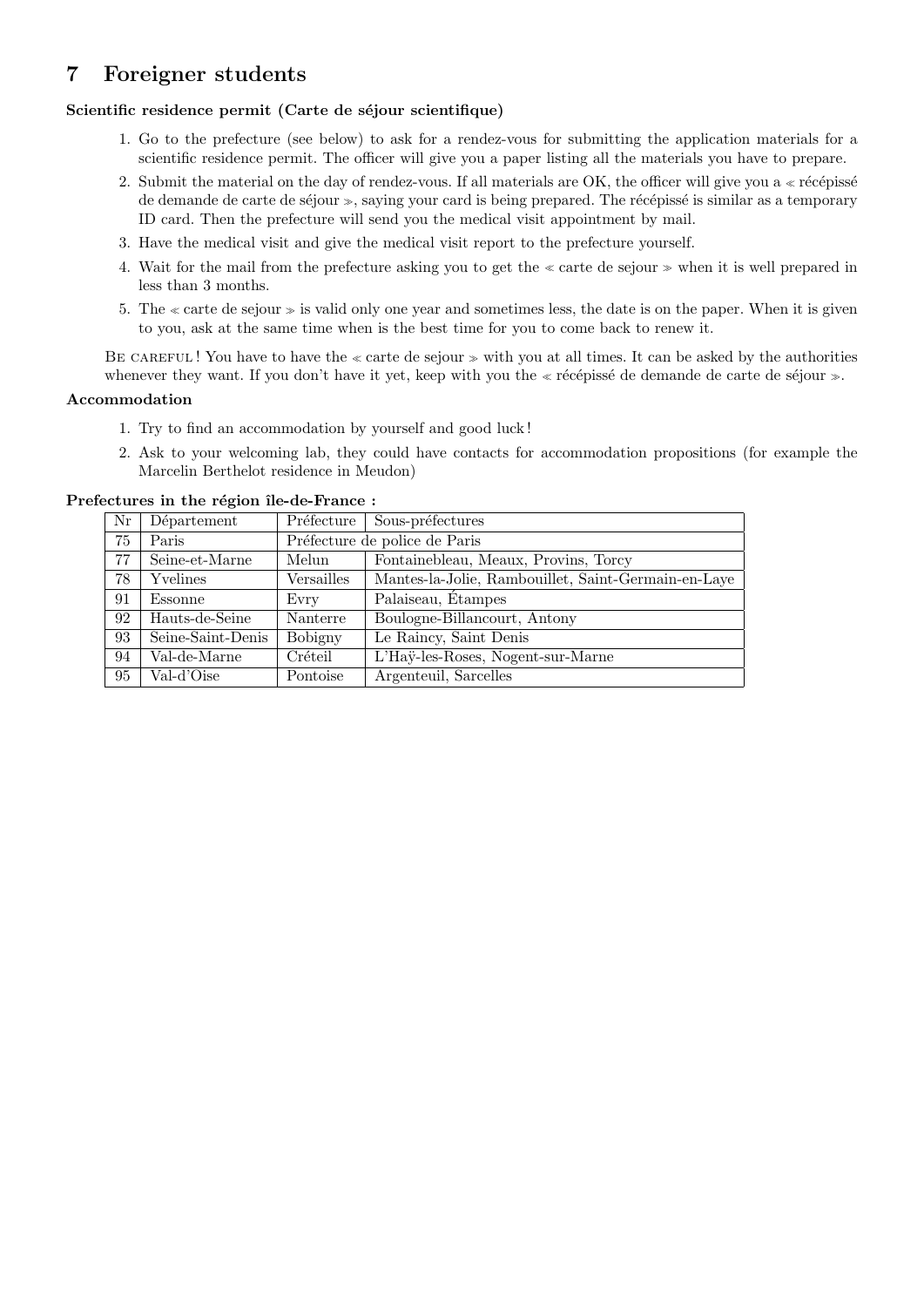## 7 Foreigner students

### Scientific residence permit (Carte de séjour scientifique)

1. Go to the prefecture (see below) to ask for a rendez-vous for submitting the application materials for a scientific residence permit. The officer will give you a paper listing all the materials you have to prepare.
2. Submit the material on the day of rendez-vous. If all materials are OK, the officer will give you a « récépissé de demande de carte de séjour », saying your card is being prepared. The récépissé is similar as a temporary ID card. Then the prefecture will send you the medical visit appointment by mail.
3. Have the medical visit and give the medical visit report to the prefecture yourself.
4. Wait for the mail from the prefecture asking you to get the « carte de sejour » when it is well prepared in less than 3 months.
5. The « carte de sejour » is valid only one year and sometimes less, the date is on the paper. When it is given to you, ask at the same time when is the best time for you to come back to renew it.

Be careful ! You have to have the « carte de sejour » with you at all times. It can be asked by the authorities whenever they want. If you don't have it yet, keep with you the « récépissé de demande de carte de séjour ».

### Accommodation

1. Try to find an accommodation by yourself and good luck !
2. Ask to your welcoming lab, they could have contacts for accommodation propositions (for example the Marcelin Berthelot residence in Meudon)

### Prefectures in the région île-de-France :

| Nr | Département | Préfecture | Sous-préfectures |
|---|---|---|---|
| 75 | Paris | Préfecture de police de Paris | |
| 77 | Seine-et-Marne | Melun | Fontainebleau, Meaux, Provins, Torcy |
| 78 | Yvelines | Versailles | Mantes-la-Jolie, Rambouillet, Saint-Germain-en-Laye |
| 91 | Essonne | Evry | Palaiseau, Étampes |
| 92 | Hauts-de-Seine | Nanterre | Boulogne-Billancourt, Antony |
| 93 | Seine-Saint-Denis | Bobigny | Le Raincy, Saint Denis |
| 94 | Val-de-Marne | Créteil | L'Haÿ-les-Roses, Nogent-sur-Marne |
| 95 | Val-d'Oise | Pontoise | Argenteuil, Sarcelles |